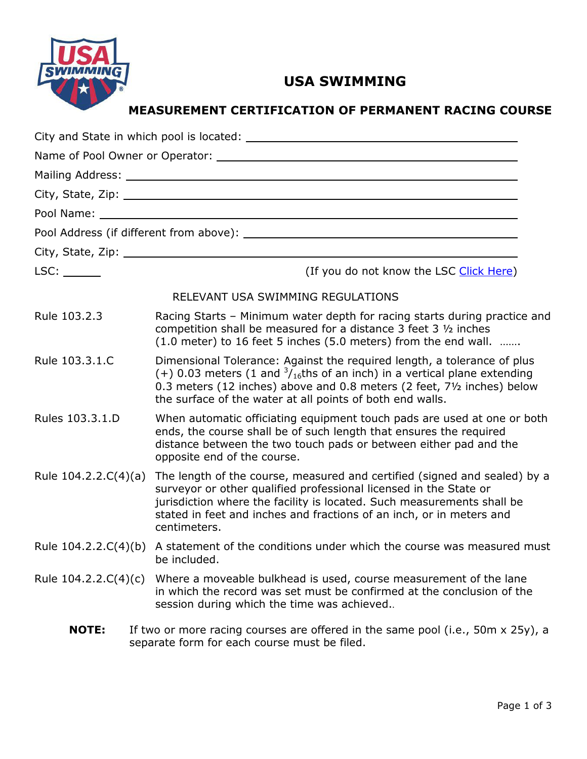# USA SWIMMING

## MEASUREMENT CERTIFICATION OF PERMANENT RACING COURSE

City and State in which pool is located: ______________________________

Name of Pool Owner or Operator: ______________________________

Mailing Address: ______________________________

City, State, Zip: ______________________________

Pool Name: ______________________________

Pool Address (if different from above): ______________________________

City, State, Zip: ______________________________

LSC: ______ (If you do not know the LSC Click Here)

RELEVANT USA SWIMMING REGULATIONS

**Rule 103.2.3** Racing Starts – Minimum water depth for racing starts during practice and competition shall be measured for a distance 3 feet 3 ½ inches (1.0 meter) to 16 feet 5 inches (5.0 meters) from the end wall. …….

**Rule 103.3.1.C** Dimensional Tolerance: Against the required length, a tolerance of plus (+) 0.03 meters (1 and $^{3}/_{16}$ths of an inch) in a vertical plane extending 0.3 meters (12 inches) above and 0.8 meters (2 feet, 7½ inches) below the surface of the water at all points of both end walls.

**Rules 103.3.1.D** When automatic officiating equipment touch pads are used at one or both ends, the course shall be of such length that ensures the required distance between the two touch pads or between either pad and the opposite end of the course.

**Rule 104.2.2.C(4)(a)** The length of the course, measured and certified (signed and sealed) by a surveyor or other qualified professional licensed in the State or jurisdiction where the facility is located. Such measurements shall be stated in feet and inches and fractions of an inch, or in meters and centimeters.

**Rule 104.2.2.C(4)(b)** A statement of the conditions under which the course was measured must be included.

**Rule 104.2.2.C(4)(c)** Where a moveable bulkhead is used, course measurement of the lane in which the record was set must be confirmed at the conclusion of the session during which the time was achieved..

**NOTE:** If two or more racing courses are offered in the same pool (i.e., 50m x 25y), a separate form for each course must be filed.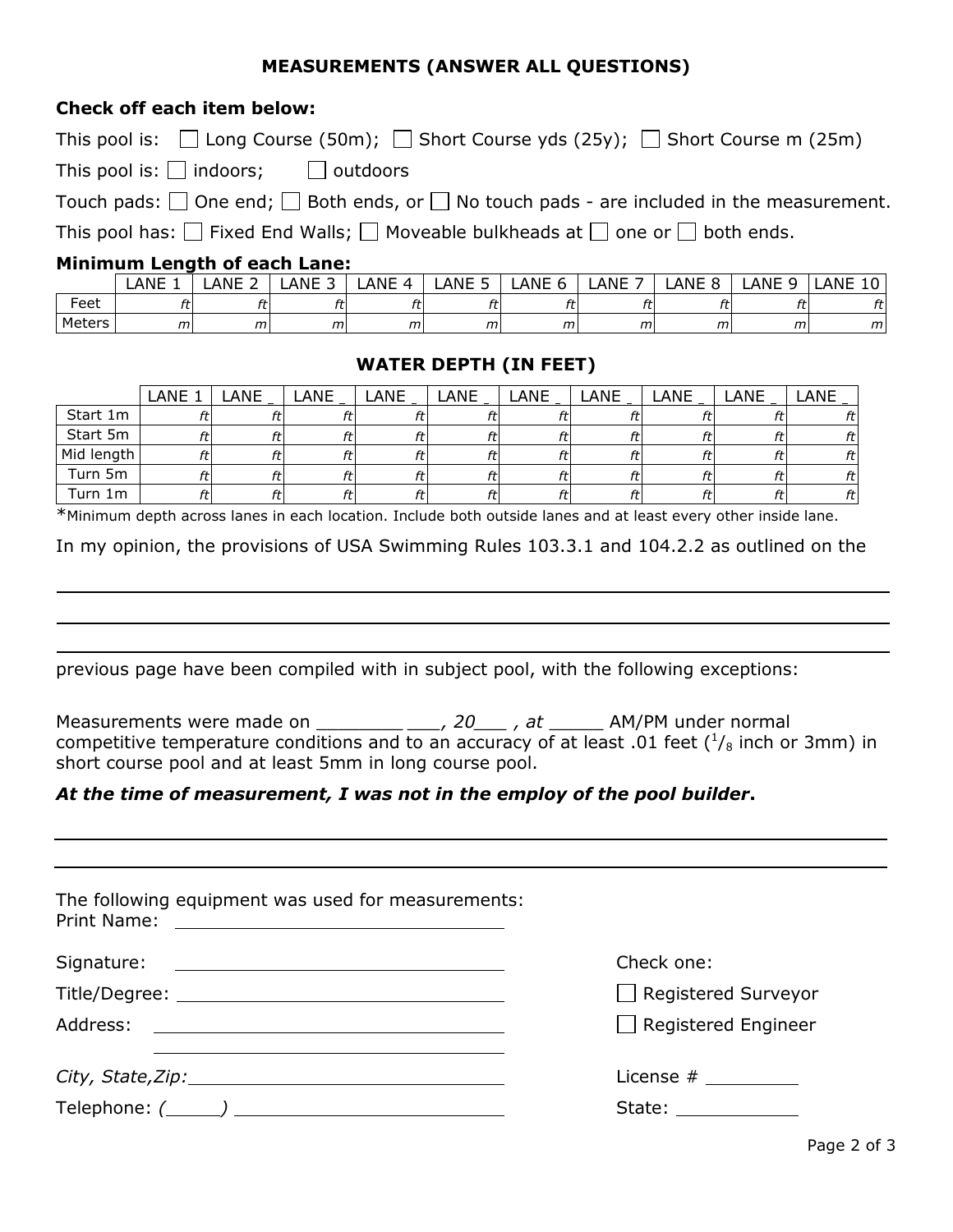## MEASUREMENTS (ANSWER ALL QUESTIONS)

**Check off each item below:**

This pool is: ☐ Long Course (50m); ☐ Short Course yds (25y); ☐ Short Course m (25m)

This pool is: ☐ indoors; ☐ outdoors

Touch pads: ☐ One end; ☐ Both ends, or ☐ No touch pads - are included in the measurement.

This pool has: ☐ Fixed End Walls; ☐ Moveable bulkheads at ☐ one or ☐ both ends.

**Minimum Length of each Lane:**

| | LANE 1 | LANE 2 | LANE 3 | LANE 4 | LANE 5 | LANE 6 | LANE 7 | LANE 8 | LANE 9 | LANE 10 |
|---|---|---|---|---|---|---|---|---|---|---|
| Feet | *ft* | *ft* | *ft* | *ft* | *ft* | *ft* | *ft* | *ft* | *ft* | *ft* |
| Meters | *m* | *m* | *m* | *m* | *m* | *m* | *m* | *m* | *m* | *m* |

### WATER DEPTH (IN FEET)

| | LANE 1 | LANE _ | LANE _ | LANE _ | LANE _ | LANE _ | LANE _ | LANE _ | LANE _ | LANE _ |
|---|---|---|---|---|---|---|---|---|---|---|
| Start 1m | *ft* | *ft* | *ft* | *ft* | *ft* | *ft* | *ft* | *ft* | *ft* | *ft* |
| Start 5m | *ft* | *ft* | *ft* | *ft* | *ft* | *ft* | *ft* | *ft* | *ft* | *ft* |
| Mid length | *ft* | *ft* | *ft* | *ft* | *ft* | *ft* | *ft* | *ft* | *ft* | *ft* |
| Turn 5m | *ft* | *ft* | *ft* | *ft* | *ft* | *ft* | *ft* | *ft* | *ft* | *ft* |
| Turn 1m | *ft* | *ft* | *ft* | *ft* | *ft* | *ft* | *ft* | *ft* | *ft* | *ft* |

*Minimum depth across lanes in each location. Include both outside lanes and at least every other inside lane.

In my opinion, the provisions of USA Swimming Rules 103.3.1 and 104.2.2 as outlined on the

______________________________________________________________________

______________________________________________________________________

______________________________________________________________________

previous page have been compiled with in subject pool, with the following exceptions:

Measurements were made on ________ ___, *20*___ *, at* _____ AM/PM under normal competitive temperature conditions and to an accuracy of at least .01 feet ($^{1}/_{8}$ inch or 3mm) in short course pool and at least 5mm in long course pool.

***At the time of measurement, I was not in the employ of the pool builder*.**

______________________________________________________________________

______________________________________________________________________

The following equipment was used for measurements:

Print Name: ______________________________

Signature: ______________________________

Title/Degree: ______________________________

Address: ______________________________

______________________________

*City, State,Zip:* ______________________________

Telephone: *(_____)* ______________________________

Check one:

☐ Registered Surveyor

☐ Registered Engineer

License # _________

State: ____________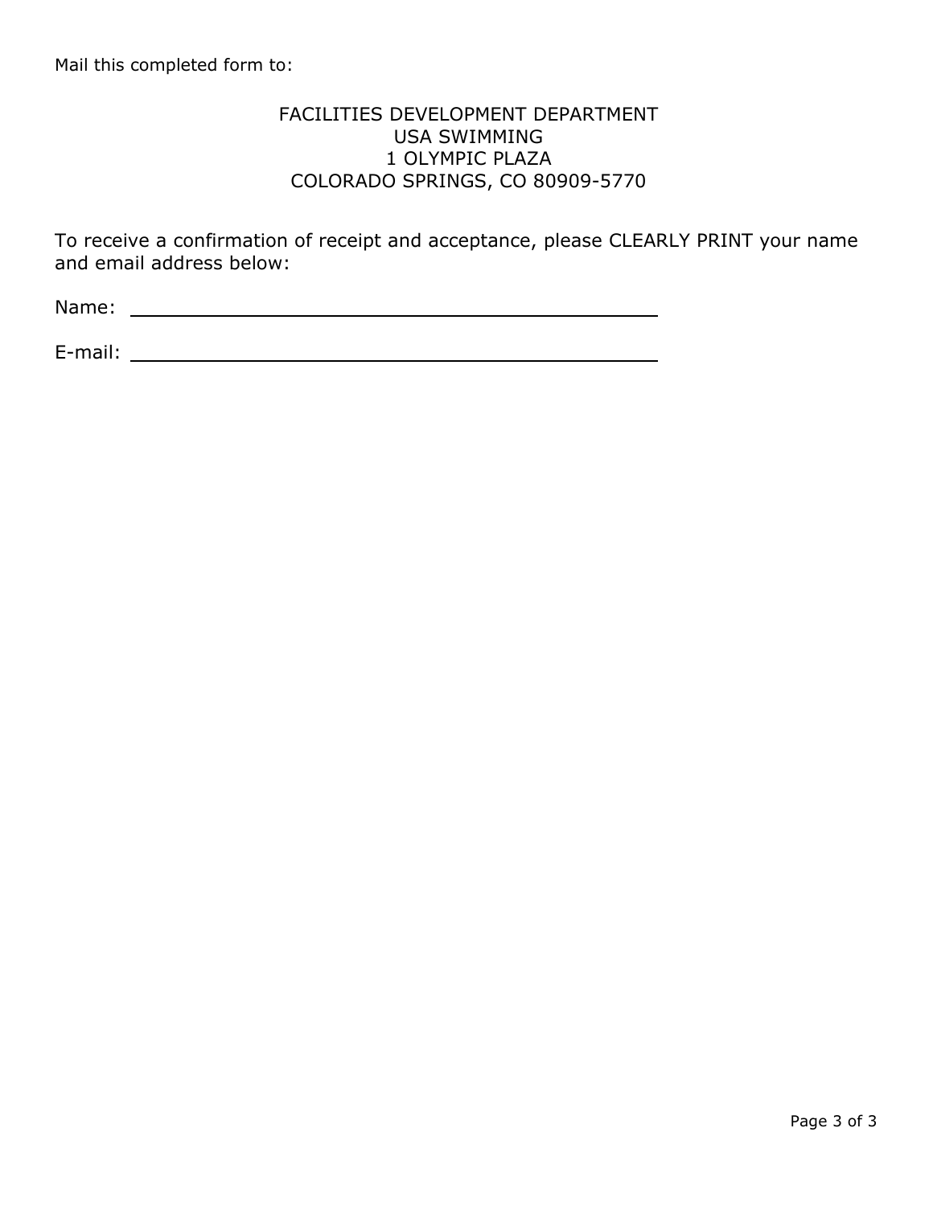Mail this completed form to:

FACILITIES DEVELOPMENT DEPARTMENT
USA SWIMMING
1 OLYMPIC PLAZA
COLORADO SPRINGS, CO 80909-5770

To receive a confirmation of receipt and acceptance, please CLEARLY PRINT your name and email address below:

Name: ______________________________________________

E-mail: ______________________________________________